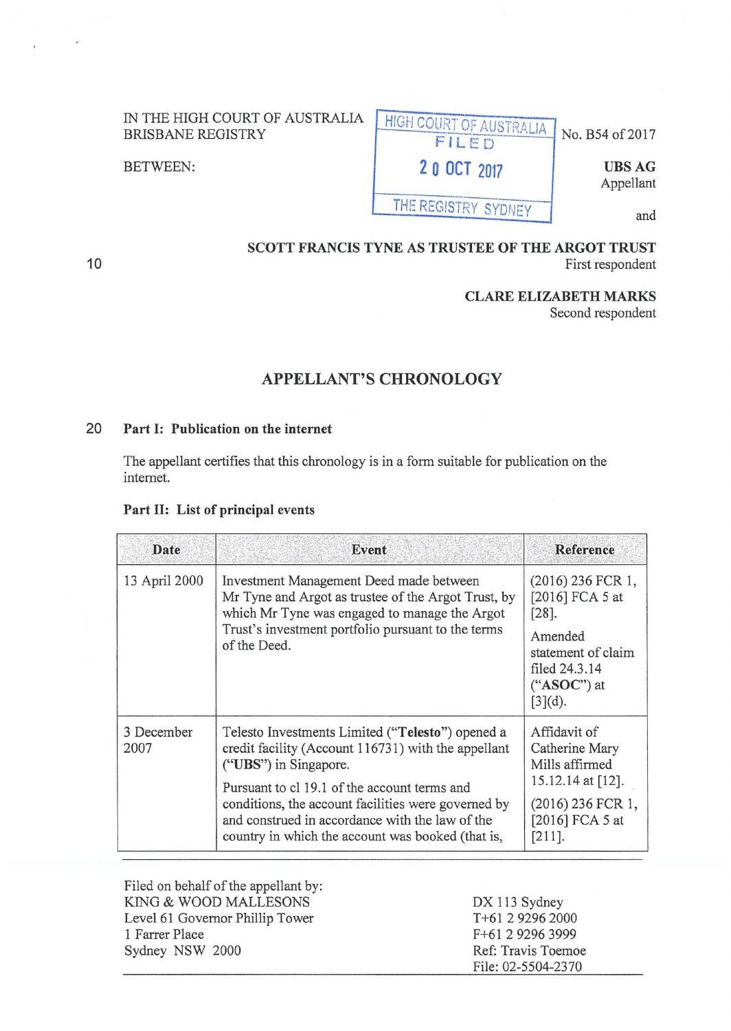IN THE HIGH COURT OF AUSTRALIA
BRISBANE REGISTRY

HIGH COURT OF AUSTRALIA
FILED
20 OCT 2017
THE REGISTRY SYDNEY

No. B54 of 2017

BETWEEN:

**UBS AG**
Appellant

and

**SCOTT FRANCIS TYNE AS TRUSTEE OF THE ARGOT TRUST**
First respondent

**CLARE ELIZABETH MARKS**
Second respondent

## APPELLANT'S CHRONOLOGY

### Part I: Publication on the internet

The appellant certifies that this chronology is in a form suitable for publication on the internet.

### Part II: List of principal events

| Date | Event | Reference |
|---|---|---|
| 13 April 2000 | Investment Management Deed made between Mr Tyne and Argot as trustee of the Argot Trust, by which Mr Tyne was engaged to manage the Argot Trust's investment portfolio pursuant to the terms of the Deed. | (2016) 236 FCR 1, [2016] FCA 5 at [28].<br><br>Amended statement of claim filed 24.3.14 (**"ASOC"**) at [3](d). |
| 3 December 2007 | Telesto Investments Limited (**"Telesto"**) opened a credit facility (Account 116731) with the appellant (**"UBS"**) in Singapore.<br><br>Pursuant to cl 19.1 of the account terms and conditions, the account facilities were governed by and construed in accordance with the law of the country in which the account was booked (that is, | Affidavit of Catherine Mary Mills affirmed 15.12.14 at [12].<br><br>(2016) 236 FCR 1, [2016] FCA 5 at [211]. |

Filed on behalf of the appellant by:
KING & WOOD MALLESONS
Level 61 Governor Phillip Tower
1 Farrer Place
Sydney NSW 2000

DX 113 Sydney
T+61 2 9296 2000
F+61 2 9296 3999
Ref: Travis Toemoe
File: 02-5504-2370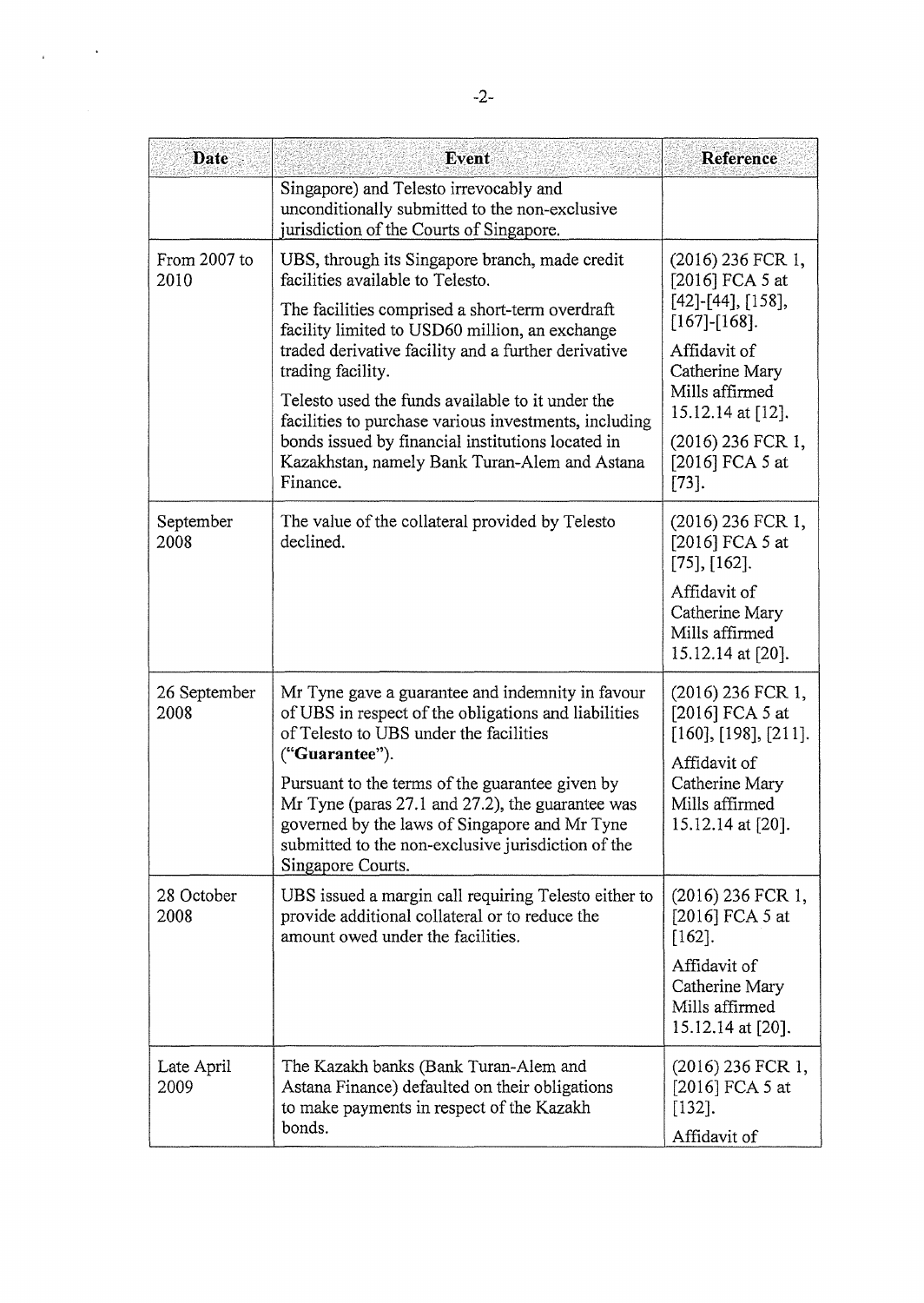| Date | Event | Reference |
|---|---|---|
| | Singapore) and Telesto irrevocably and unconditionally submitted to the non-exclusive jurisdiction of the Courts of Singapore. | |
| From 2007 to 2010 | UBS, through its Singapore branch, made credit facilities available to Telesto.<br><br>The facilities comprised a short-term overdraft facility limited to USD60 million, an exchange traded derivative facility and a further derivative trading facility.<br><br>Telesto used the funds available to it under the facilities to purchase various investments, including bonds issued by financial institutions located in Kazakhstan, namely Bank Turan-Alem and Astana Finance. | (2016) 236 FCR 1, [2016] FCA 5 at [42]-[44], [158], [167]-[168].<br><br>Affidavit of Catherine Mary Mills affirmed 15.12.14 at [12].<br><br>(2016) 236 FCR 1, [2016] FCA 5 at [73]. |
| September 2008 | The value of the collateral provided by Telesto declined. | (2016) 236 FCR 1, [2016] FCA 5 at [75], [162].<br><br>Affidavit of Catherine Mary Mills affirmed 15.12.14 at [20]. |
| 26 September 2008 | Mr Tyne gave a guarantee and indemnity in favour of UBS in respect of the obligations and liabilities of Telesto to UBS under the facilities (**"Guarantee"**).<br><br>Pursuant to the terms of the guarantee given by Mr Tyne (paras 27.1 and 27.2), the guarantee was governed by the laws of Singapore and Mr Tyne submitted to the non-exclusive jurisdiction of the Singapore Courts. | (2016) 236 FCR 1, [2016] FCA 5 at [160], [198], [211].<br><br>Affidavit of Catherine Mary Mills affirmed 15.12.14 at [20]. |
| 28 October 2008 | UBS issued a margin call requiring Telesto either to provide additional collateral or to reduce the amount owed under the facilities. | (2016) 236 FCR 1, [2016] FCA 5 at [162].<br><br>Affidavit of Catherine Mary Mills affirmed 15.12.14 at [20]. |
| Late April 2009 | The Kazakh banks (Bank Turan-Alem and Astana Finance) defaulted on their obligations to make payments in respect of the Kazakh bonds. | (2016) 236 FCR 1, [2016] FCA 5 at [132].<br><br>Affidavit of |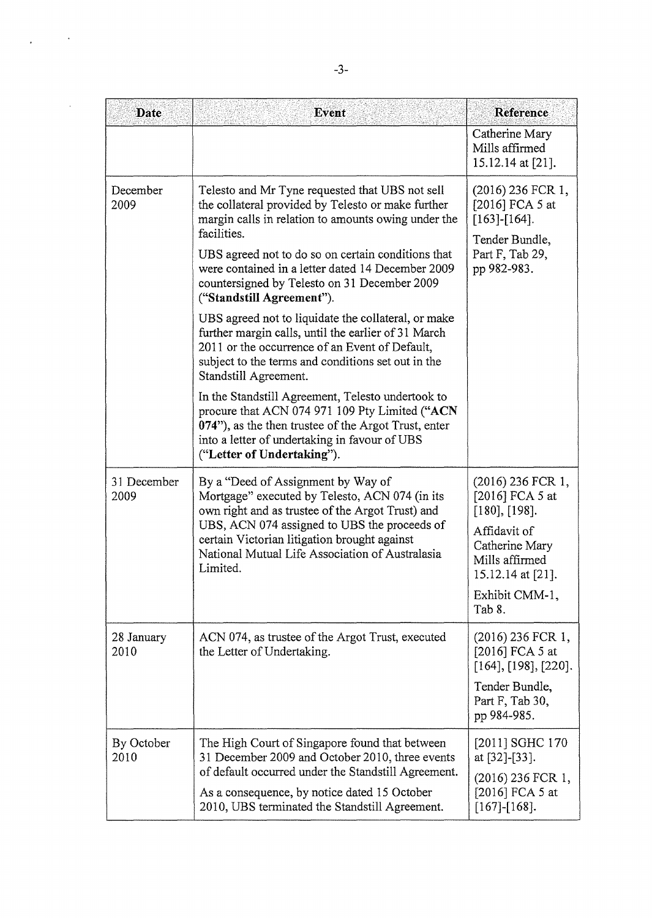| Date | Event | Reference |
|---|---|---|
| | | Catherine Mary Mills affirmed 15.12.14 at [21]. |
| December 2009 | Telesto and Mr Tyne requested that UBS not sell the collateral provided by Telesto or make further margin calls in relation to amounts owing under the facilities.<br><br>UBS agreed not to do so on certain conditions that were contained in a letter dated 14 December 2009 countersigned by Telesto on 31 December 2009 (**"Standstill Agreement"**).<br><br>UBS agreed not to liquidate the collateral, or make further margin calls, until the earlier of 31 March 2011 or the occurrence of an Event of Default, subject to the terms and conditions set out in the Standstill Agreement.<br><br>In the Standstill Agreement, Telesto undertook to procure that ACN 074 971 109 Pty Limited (**"ACN 074"**), as the then trustee of the Argot Trust, enter into a letter of undertaking in favour of UBS (**"Letter of Undertaking"**). | (2016) 236 FCR 1, [2016] FCA 5 at [163]-[164].<br><br>Tender Bundle, Part F, Tab 29, pp 982-983. |
| 31 December 2009 | By a "Deed of Assignment by Way of Mortgage" executed by Telesto, ACN 074 (in its own right and as trustee of the Argot Trust) and UBS, ACN 074 assigned to UBS the proceeds of certain Victorian litigation brought against National Mutual Life Association of Australasia Limited. | (2016) 236 FCR 1, [2016] FCA 5 at [180], [198].<br><br>Affidavit of Catherine Mary Mills affirmed 15.12.14 at [21].<br><br>Exhibit CMM-1, Tab 8. |
| 28 January 2010 | ACN 074, as trustee of the Argot Trust, executed the Letter of Undertaking. | (2016) 236 FCR 1, [2016] FCA 5 at [164], [198], [220].<br><br>Tender Bundle, Part F, Tab 30, pp 984-985. |
| By October 2010 | The High Court of Singapore found that between 31 December 2009 and October 2010, three events of default occurred under the Standstill Agreement.<br><br>As a consequence, by notice dated 15 October 2010, UBS terminated the Standstill Agreement. | [2011] SGHC 170 at [32]-[33].<br><br>(2016) 236 FCR 1, [2016] FCA 5 at [167]-[168]. |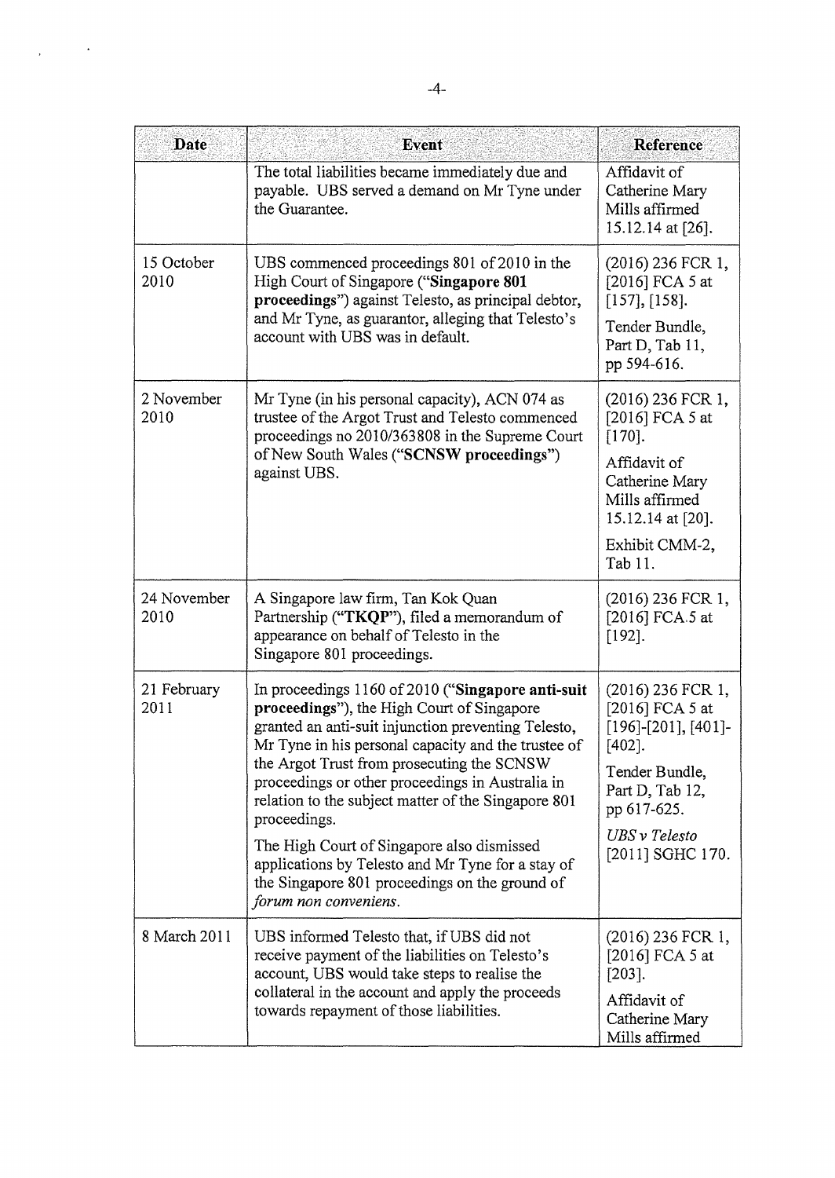| Date | Event | Reference |
|---|---|---|
| | The total liabilities became immediately due and payable. UBS served a demand on Mr Tyne under the Guarantee. | Affidavit of Catherine Mary Mills affirmed 15.12.14 at [26]. |
| 15 October 2010 | UBS commenced proceedings 801 of 2010 in the High Court of Singapore ("**Singapore 801 proceedings**") against Telesto, as principal debtor, and Mr Tyne, as guarantor, alleging that Telesto's account with UBS was in default. | (2016) 236 FCR 1, [2016] FCA 5 at [157], [158]. Tender Bundle, Part D, Tab 11, pp 594-616. |
| 2 November 2010 | Mr Tyne (in his personal capacity), ACN 074 as trustee of the Argot Trust and Telesto commenced proceedings no 2010/363808 in the Supreme Court of New South Wales ("**SCNSW proceedings**") against UBS. | (2016) 236 FCR 1, [2016] FCA 5 at [170]. Affidavit of Catherine Mary Mills affirmed 15.12.14 at [20]. Exhibit CMM-2, Tab 11. |
| 24 November 2010 | A Singapore law firm, Tan Kok Quan Partnership ("**TKQP**"), filed a memorandum of appearance on behalf of Telesto in the Singapore 801 proceedings. | (2016) 236 FCR 1, [2016] FCA 5 at [192]. |
| 21 February 2011 | In proceedings 1160 of 2010 ("**Singapore anti-suit proceedings**"), the High Court of Singapore granted an anti-suit injunction preventing Telesto, Mr Tyne in his personal capacity and the trustee of the Argot Trust from prosecuting the SCNSW proceedings or other proceedings in Australia in relation to the subject matter of the Singapore 801 proceedings. The High Court of Singapore also dismissed applications by Telesto and Mr Tyne for a stay of the Singapore 801 proceedings on the ground of *forum non conveniens*. | (2016) 236 FCR 1, [2016] FCA 5 at [196]-[201], [401]-[402]. Tender Bundle, Part D, Tab 12, pp 617-625. *UBS v Telesto* [2011] SGHC 170. |
| 8 March 2011 | UBS informed Telesto that, if UBS did not receive payment of the liabilities on Telesto's account, UBS would take steps to realise the collateral in the account and apply the proceeds towards repayment of those liabilities. | (2016) 236 FCR 1, [2016] FCA 5 at [203]. Affidavit of Catherine Mary Mills affirmed |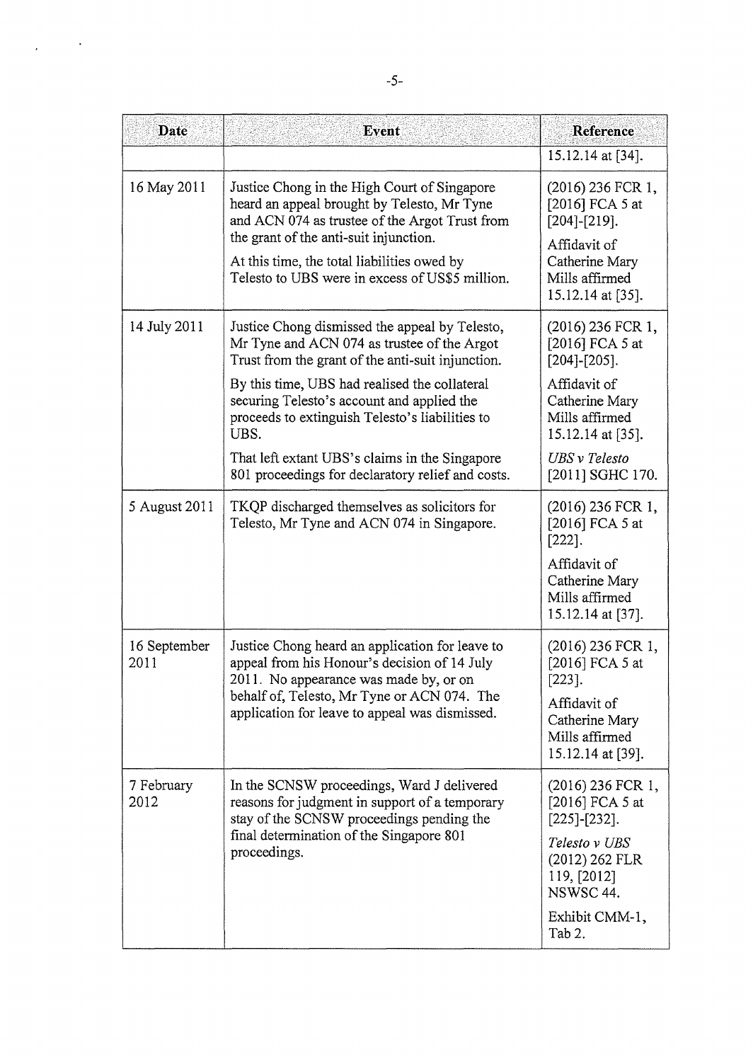| Date | Event | Reference |
|---|---|---|
| | | 15.12.14 at [34]. |
| 16 May 2011 | Justice Chong in the High Court of Singapore heard an appeal brought by Telesto, Mr Tyne and ACN 074 as trustee of the Argot Trust from the grant of the anti-suit injunction.<br><br>At this time, the total liabilities owed by Telesto to UBS were in excess of US$5 million. | (2016) 236 FCR 1, [2016] FCA 5 at [204]-[219].<br><br>Affidavit of Catherine Mary Mills affirmed 15.12.14 at [35]. |
| 14 July 2011 | Justice Chong dismissed the appeal by Telesto, Mr Tyne and ACN 074 as trustee of the Argot Trust from the grant of the anti-suit injunction.<br><br>By this time, UBS had realised the collateral securing Telesto's account and applied the proceeds to extinguish Telesto's liabilities to UBS.<br><br>That left extant UBS's claims in the Singapore 801 proceedings for declaratory relief and costs. | (2016) 236 FCR 1, [2016] FCA 5 at [204]-[205].<br><br>Affidavit of Catherine Mary Mills affirmed 15.12.14 at [35].<br><br>*UBS v Telesto* [2011] SGHC 170. |
| 5 August 2011 | TKQP discharged themselves as solicitors for Telesto, Mr Tyne and ACN 074 in Singapore. | (2016) 236 FCR 1, [2016] FCA 5 at [222].<br><br>Affidavit of Catherine Mary Mills affirmed 15.12.14 at [37]. |
| 16 September 2011 | Justice Chong heard an application for leave to appeal from his Honour's decision of 14 July 2011. No appearance was made by, or on behalf of, Telesto, Mr Tyne or ACN 074. The application for leave to appeal was dismissed. | (2016) 236 FCR 1, [2016] FCA 5 at [223].<br><br>Affidavit of Catherine Mary Mills affirmed 15.12.14 at [39]. |
| 7 February 2012 | In the SCNSW proceedings, Ward J delivered reasons for judgment in support of a temporary stay of the SCNSW proceedings pending the final determination of the Singapore 801 proceedings. | (2016) 236 FCR 1, [2016] FCA 5 at [225]-[232].<br><br>*Telesto v UBS* (2012) 262 FLR 119, [2012] NSWSC 44.<br><br>Exhibit CMM-1, Tab 2. |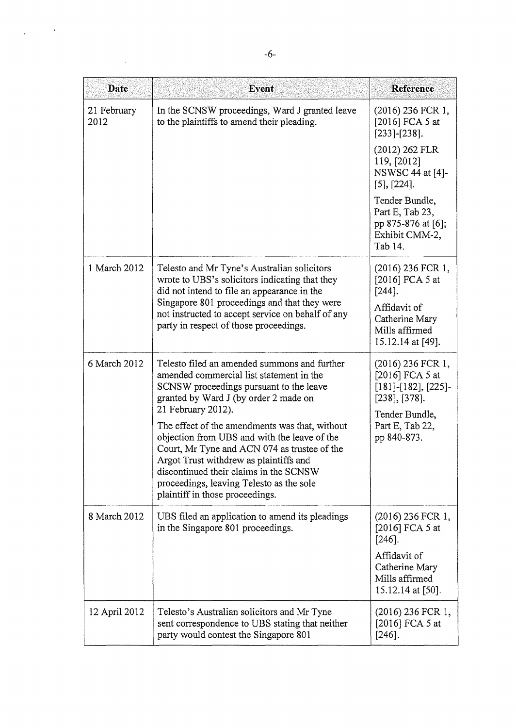| Date | Event | Reference |
|---|---|---|
| 21 February 2012 | In the SCNSW proceedings, Ward J granted leave to the plaintiffs to amend their pleading. | (2016) 236 FCR 1, [2016] FCA 5 at [233]-[238].<br><br>(2012) 262 FLR 119, [2012] NSWSC 44 at [4]-[5], [224].<br><br>Tender Bundle, Part E, Tab 23, pp 875-876 at [6]; Exhibit CMM-2, Tab 14. |
| 1 March 2012 | Telesto and Mr Tyne's Australian solicitors wrote to UBS's solicitors indicating that they did not intend to file an appearance in the Singapore 801 proceedings and that they were not instructed to accept service on behalf of any party in respect of those proceedings. | (2016) 236 FCR 1, [2016] FCA 5 at [244].<br><br>Affidavit of Catherine Mary Mills affirmed 15.12.14 at [49]. |
| 6 March 2012 | Telesto filed an amended summons and further amended commercial list statement in the SCNSW proceedings pursuant to the leave granted by Ward J (by order 2 made on 21 February 2012).<br><br>The effect of the amendments was that, without objection from UBS and with the leave of the Court, Mr Tyne and ACN 074 as trustee of the Argot Trust withdrew as plaintiffs and discontinued their claims in the SCNSW proceedings, leaving Telesto as the sole plaintiff in those proceedings. | (2016) 236 FCR 1, [2016] FCA 5 at [181]-[182], [225]-[238], [378].<br><br>Tender Bundle, Part E, Tab 22, pp 840-873. |
| 8 March 2012 | UBS filed an application to amend its pleadings in the Singapore 801 proceedings. | (2016) 236 FCR 1, [2016] FCA 5 at [246].<br><br>Affidavit of Catherine Mary Mills affirmed 15.12.14 at [50]. |
| 12 April 2012 | Telesto's Australian solicitors and Mr Tyne sent correspondence to UBS stating that neither party would contest the Singapore 801 | (2016) 236 FCR 1, [2016] FCA 5 at [246]. |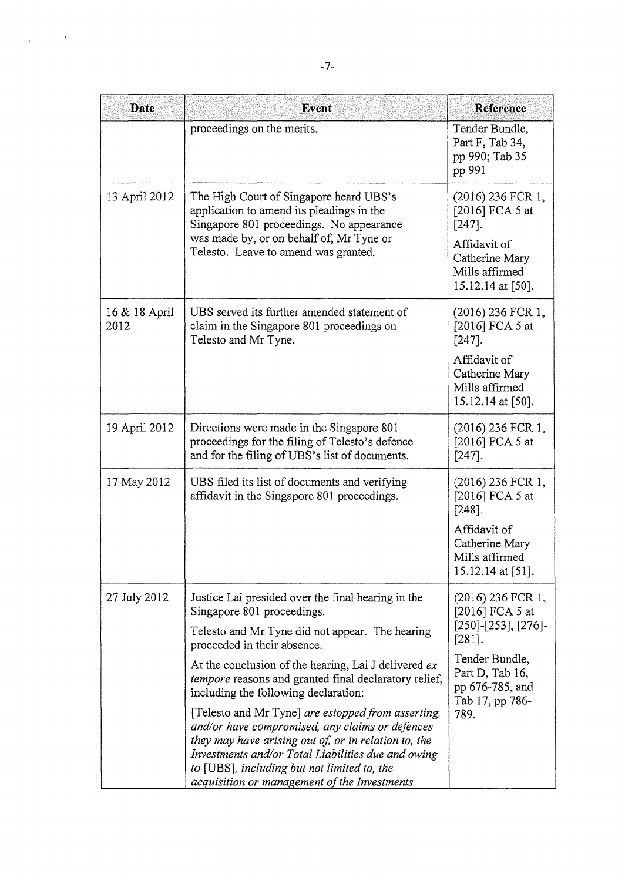| Date | Event | Reference |
|---|---|---|
| | proceedings on the merits. | Tender Bundle, Part F, Tab 34, pp 990; Tab 35 pp 991 |
| 13 April 2012 | The High Court of Singapore heard UBS's application to amend its pleadings in the Singapore 801 proceedings. No appearance was made by, or on behalf of, Mr Tyne or Telesto. Leave to amend was granted. | (2016) 236 FCR 1, [2016] FCA 5 at [247]. Affidavit of Catherine Mary Mills affirmed 15.12.14 at [50]. |
| 16 & 18 April 2012 | UBS served its further amended statement of claim in the Singapore 801 proceedings on Telesto and Mr Tyne. | (2016) 236 FCR 1, [2016] FCA 5 at [247]. Affidavit of Catherine Mary Mills affirmed 15.12.14 at [50]. |
| 19 April 2012 | Directions were made in the Singapore 801 proceedings for the filing of Telesto's defence and for the filing of UBS's list of documents. | (2016) 236 FCR 1, [2016] FCA 5 at [247]. |
| 17 May 2012 | UBS filed its list of documents and verifying affidavit in the Singapore 801 proceedings. | (2016) 236 FCR 1, [2016] FCA 5 at [248]. Affidavit of Catherine Mary Mills affirmed 15.12.14 at [51]. |
| 27 July 2012 | Justice Lai presided over the final hearing in the Singapore 801 proceedings. Telesto and Mr Tyne did not appear. The hearing proceeded in their absence. At the conclusion of the hearing, Lai J delivered *ex tempore* reasons and granted final declaratory relief, including the following declaration: [Telesto and Mr Tyne] *are estopped from asserting, and/or have compromised, any claims or defences they may have arising out of, or in relation to, the Investments and/or Total Liabilities due and owing to* [UBS], *including but not limited to, the acquisition or management of the Investments* | (2016) 236 FCR 1, [2016] FCA 5 at [250]-[253], [276]-[281]. Tender Bundle, Part D, Tab 16, pp 676-785, and Tab 17, pp 786-789. |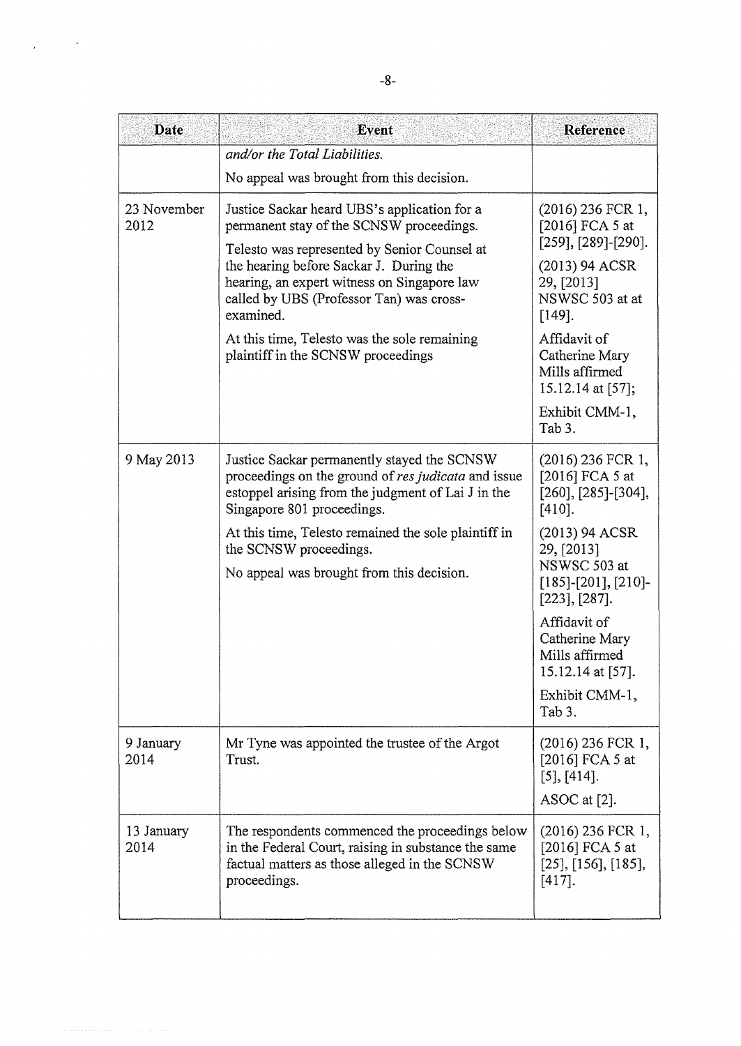| Date | Event | Reference |
| --- | --- | --- |
| | *and/or the Total Liabilities.* No appeal was brought from this decision. | |
| 23 November 2012 | Justice Sackar heard UBS's application for a permanent stay of the SCNSW proceedings. Telesto was represented by Senior Counsel at the hearing before Sackar J. During the hearing, an expert witness on Singapore law called by UBS (Professor Tan) was cross-examined. At this time, Telesto was the sole remaining plaintiff in the SCNSW proceedings | (2016) 236 FCR 1, [2016] FCA 5 at [259], [289]-[290]. (2013) 94 ACSR 29, [2013] NSWSC 503 at at [149]. Affidavit of Catherine Mary Mills affirmed 15.12.14 at [57]; Exhibit CMM-1, Tab 3. |
| 9 May 2013 | Justice Sackar permanently stayed the SCNSW proceedings on the ground of *res judicata* and issue estoppel arising from the judgment of Lai J in the Singapore 801 proceedings. At this time, Telesto remained the sole plaintiff in the SCNSW proceedings. No appeal was brought from this decision. | (2016) 236 FCR 1, [2016] FCA 5 at [260], [285]-[304], [410]. (2013) 94 ACSR 29, [2013] NSWSC 503 at [185]-[201], [210]-[223], [287]. Affidavit of Catherine Mary Mills affirmed 15.12.14 at [57]. Exhibit CMM-1, Tab 3. |
| 9 January 2014 | Mr Tyne was appointed the trustee of the Argot Trust. | (2016) 236 FCR 1, [2016] FCA 5 at [5], [414]. ASOC at [2]. |
| 13 January 2014 | The respondents commenced the proceedings below in the Federal Court, raising in substance the same factual matters as those alleged in the SCNSW proceedings. | (2016) 236 FCR 1, [2016] FCA 5 at [25], [156], [185], [417]. |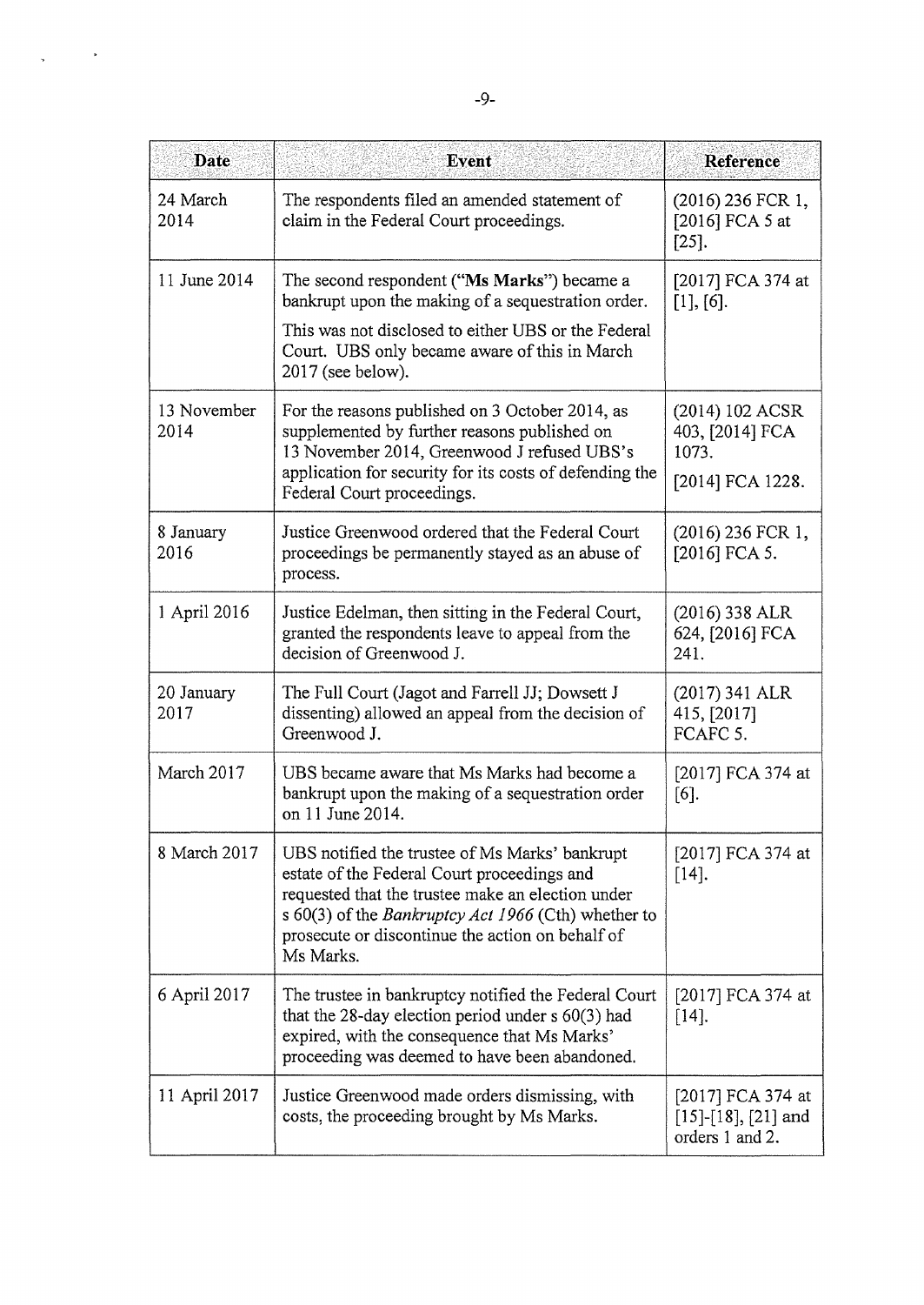| Date | Event | Reference |
|---|---|---|
| 24 March 2014 | The respondents filed an amended statement of claim in the Federal Court proceedings. | (2016) 236 FCR 1, [2016] FCA 5 at [25]. |
| 11 June 2014 | The second respondent ("**Ms Marks**") became a bankrupt upon the making of a sequestration order.<br><br>This was not disclosed to either UBS or the Federal Court. UBS only became aware of this in March 2017 (see below). | [2017] FCA 374 at [1], [6]. |
| 13 November 2014 | For the reasons published on 3 October 2014, as supplemented by further reasons published on 13 November 2014, Greenwood J refused UBS's application for security for its costs of defending the Federal Court proceedings. | (2014) 102 ACSR 403, [2014] FCA 1073.<br><br>[2014] FCA 1228. |
| 8 January 2016 | Justice Greenwood ordered that the Federal Court proceedings be permanently stayed as an abuse of process. | (2016) 236 FCR 1, [2016] FCA 5. |
| 1 April 2016 | Justice Edelman, then sitting in the Federal Court, granted the respondents leave to appeal from the decision of Greenwood J. | (2016) 338 ALR 624, [2016] FCA 241. |
| 20 January 2017 | The Full Court (Jagot and Farrell JJ; Dowsett J dissenting) allowed an appeal from the decision of Greenwood J. | (2017) 341 ALR 415, [2017] FCAFC 5. |
| March 2017 | UBS became aware that Ms Marks had become a bankrupt upon the making of a sequestration order on 11 June 2014. | [2017] FCA 374 at [6]. |
| 8 March 2017 | UBS notified the trustee of Ms Marks' bankrupt estate of the Federal Court proceedings and requested that the trustee make an election under s 60(3) of the *Bankruptcy Act 1966* (Cth) whether to prosecute or discontinue the action on behalf of Ms Marks. | [2017] FCA 374 at [14]. |
| 6 April 2017 | The trustee in bankruptcy notified the Federal Court that the 28-day election period under s 60(3) had expired, with the consequence that Ms Marks' proceeding was deemed to have been abandoned. | [2017] FCA 374 at [14]. |
| 11 April 2017 | Justice Greenwood made orders dismissing, with costs, the proceeding brought by Ms Marks. | [2017] FCA 374 at [15]-[18], [21] and orders 1 and 2. |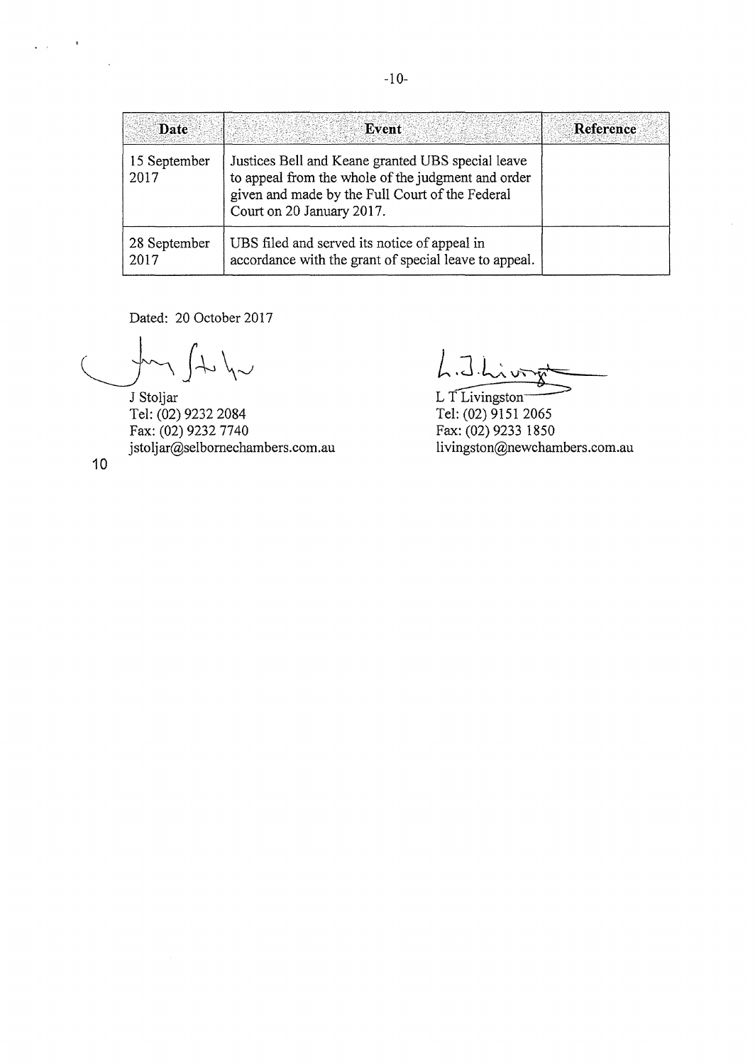| Date | Event | Reference |
| --- | --- | --- |
| 15 September 2017 | Justices Bell and Keane granted UBS special leave to appeal from the whole of the judgment and order given and made by the Full Court of the Federal Court on 20 January 2017. | |
| 28 September 2017 | UBS filed and served its notice of appeal in accordance with the grant of special leave to appeal. | |

Dated: 20 October 2017

J Stoljar
Tel: (02) 9232 2084
Fax: (02) 9232 7740
jstoljar@selbornechambers.com.au

L T Livingston
Tel: (02) 9151 2065
Fax: (02) 9233 1850
livingston@newchambers.com.au